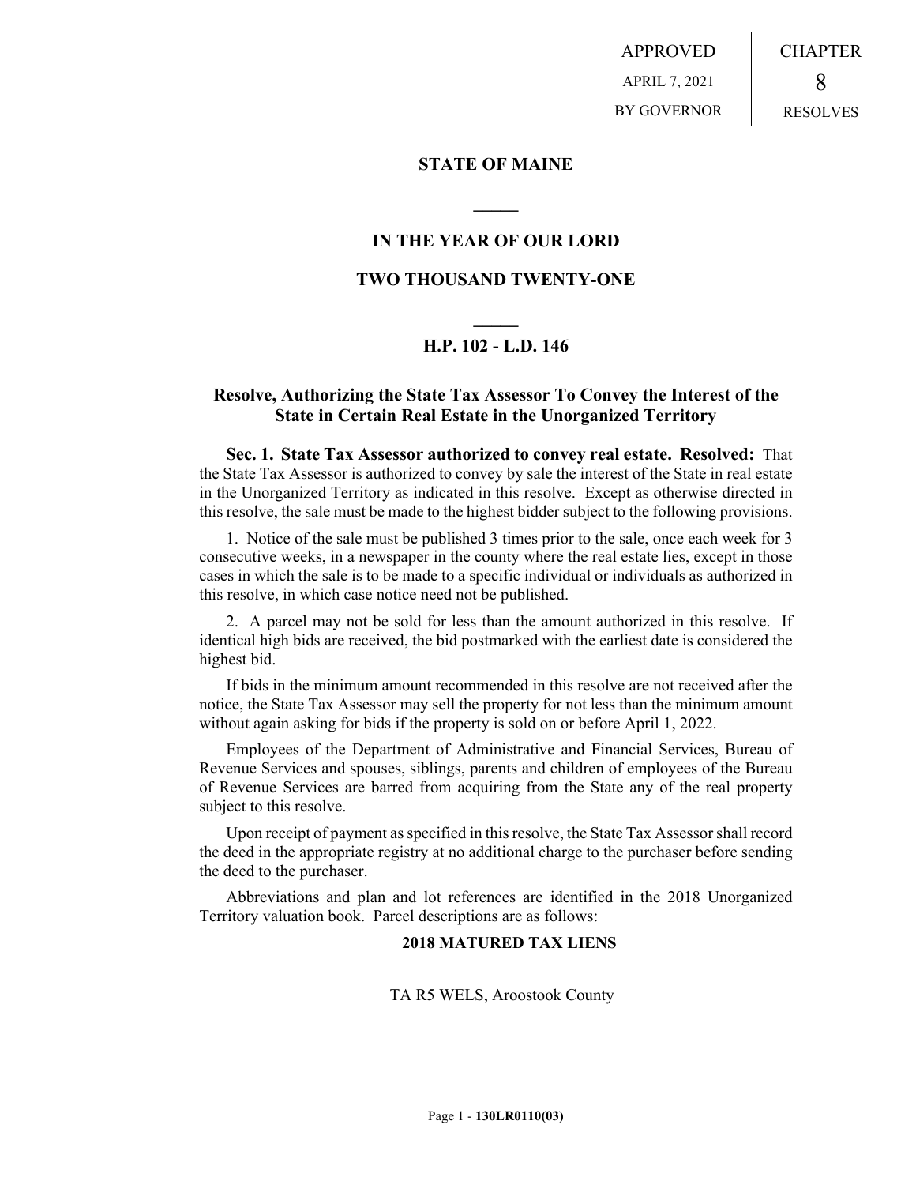APPROVED
APRIL 7, 2021
BY GOVERNOR

CHAPTER
8
RESOLVES

## STATE OF MAINE

## IN THE YEAR OF OUR LORD

## TWO THOUSAND TWENTY-ONE

## H.P. 102 - L.D. 146

### Resolve, Authorizing the State Tax Assessor To Convey the Interest of the State in Certain Real Estate in the Unorganized Territory

**Sec. 1. State Tax Assessor authorized to convey real estate. Resolved:** That the State Tax Assessor is authorized to convey by sale the interest of the State in real estate in the Unorganized Territory as indicated in this resolve. Except as otherwise directed in this resolve, the sale must be made to the highest bidder subject to the following provisions.

1. Notice of the sale must be published 3 times prior to the sale, once each week for 3 consecutive weeks, in a newspaper in the county where the real estate lies, except in those cases in which the sale is to be made to a specific individual or individuals as authorized in this resolve, in which case notice need not be published.

2. A parcel may not be sold for less than the amount authorized in this resolve. If identical high bids are received, the bid postmarked with the earliest date is considered the highest bid.

If bids in the minimum amount recommended in this resolve are not received after the notice, the State Tax Assessor may sell the property for not less than the minimum amount without again asking for bids if the property is sold on or before April 1, 2022.

Employees of the Department of Administrative and Financial Services, Bureau of Revenue Services and spouses, siblings, parents and children of employees of the Bureau of Revenue Services are barred from acquiring from the State any of the real property subject to this resolve.

Upon receipt of payment as specified in this resolve, the State Tax Assessor shall record the deed in the appropriate registry at no additional charge to the purchaser before sending the deed to the purchaser.

Abbreviations and plan and lot references are identified in the 2018 Unorganized Territory valuation book. Parcel descriptions are as follows:

**2018 MATURED TAX LIENS**

TA R5 WELS, Aroostook County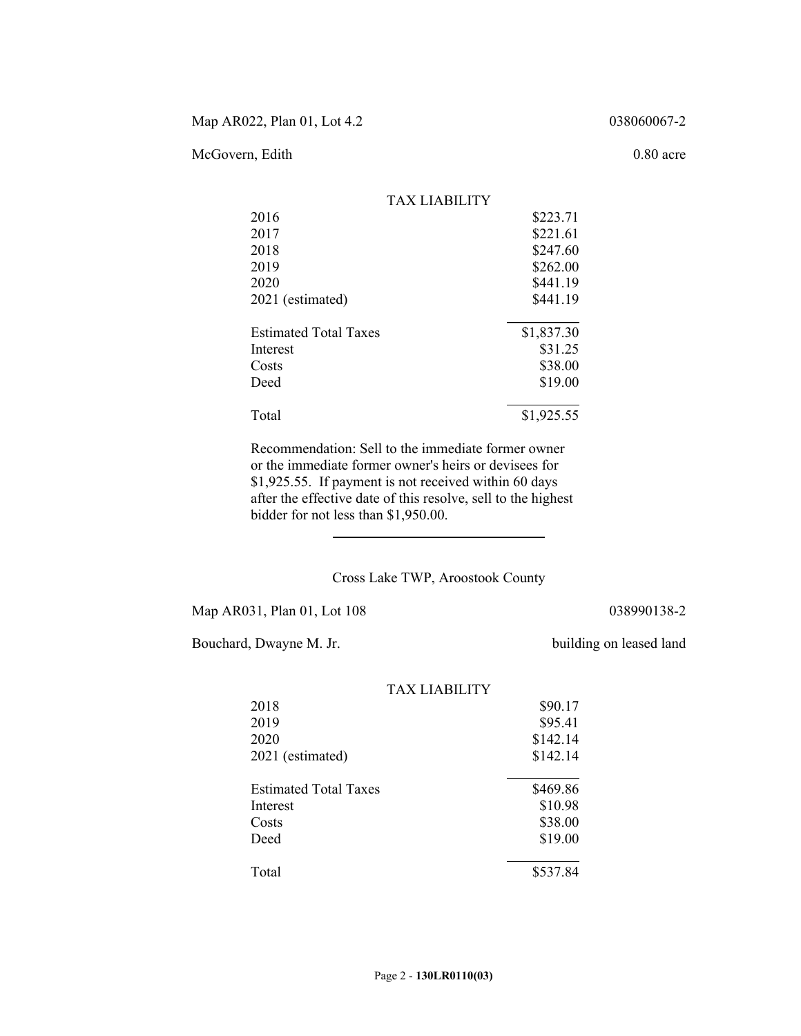Map AR022, Plan 01, Lot 4.2 038060067-2

McGovern, Edith 0.80 acre

| TAX LIABILITY | |
|---|---|
| 2016 | $223.71 |
| 2017 | $221.61 |
| 2018 | $247.60 |
| 2019 | $262.00 |
| 2020 | $441.19 |
| 2021 (estimated) | $441.19 |
| Estimated Total Taxes | $1,837.30 |
| Interest | $31.25 |
| Costs | $38.00 |
| Deed | $19.00 |
| Total | $1,925.55 |

Recommendation: Sell to the immediate former owner or the immediate former owner's heirs or devisees for $1,925.55. If payment is not received within 60 days after the effective date of this resolve, sell to the highest bidder for not less than $1,950.00.

---

Cross Lake TWP, Aroostook County

Map AR031, Plan 01, Lot 108 038990138-2

Bouchard, Dwayne M. Jr. building on leased land

| TAX LIABILITY | |
|---|---|
| 2018 | $90.17 |
| 2019 | $95.41 |
| 2020 | $142.14 |
| 2021 (estimated) | $142.14 |
| Estimated Total Taxes | $469.86 |
| Interest | $10.98 |
| Costs | $38.00 |
| Deed | $19.00 |
| Total | $537.84 |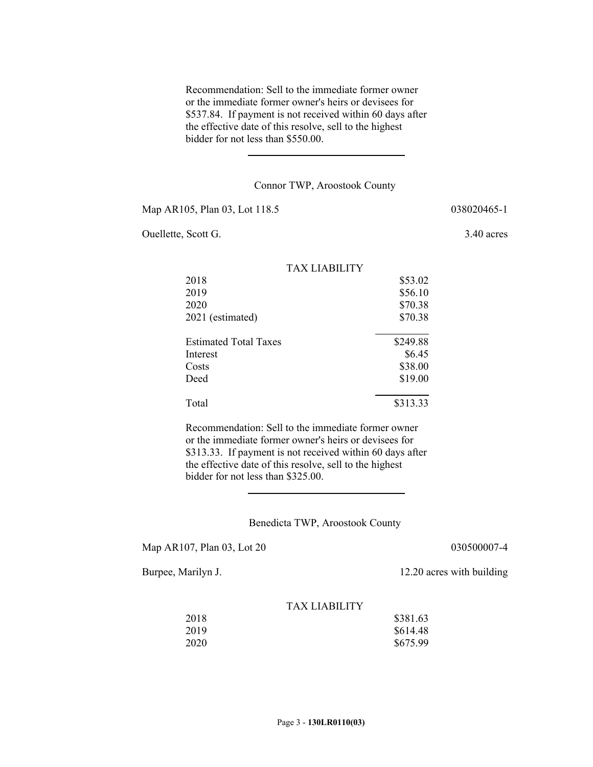Recommendation: Sell to the immediate former owner or the immediate former owner's heirs or devisees for $537.84. If payment is not received within 60 days after the effective date of this resolve, sell to the highest bidder for not less than $550.00.

---

Connor TWP, Aroostook County

Map AR105, Plan 03, Lot 118.5 038020465-1

Ouellette, Scott G. 3.40 acres

| TAX LIABILITY | |
|---|---|
| 2018 | $53.02 |
| 2019 | $56.10 |
| 2020 | $70.38 |
| 2021 (estimated) | $70.38 |
| Estimated Total Taxes | $249.88 |
| Interest | $6.45 |
| Costs | $38.00 |
| Deed | $19.00 |
| Total | $313.33 |

Recommendation: Sell to the immediate former owner or the immediate former owner's heirs or devisees for $313.33. If payment is not received within 60 days after the effective date of this resolve, sell to the highest bidder for not less than $325.00.

---

Benedicta TWP, Aroostook County

Map AR107, Plan 03, Lot 20 030500007-4

Burpee, Marilyn J. 12.20 acres with building

| TAX LIABILITY | |
|---|---|
| 2018 | $381.63 |
| 2019 | $614.48 |
| 2020 | $675.99 |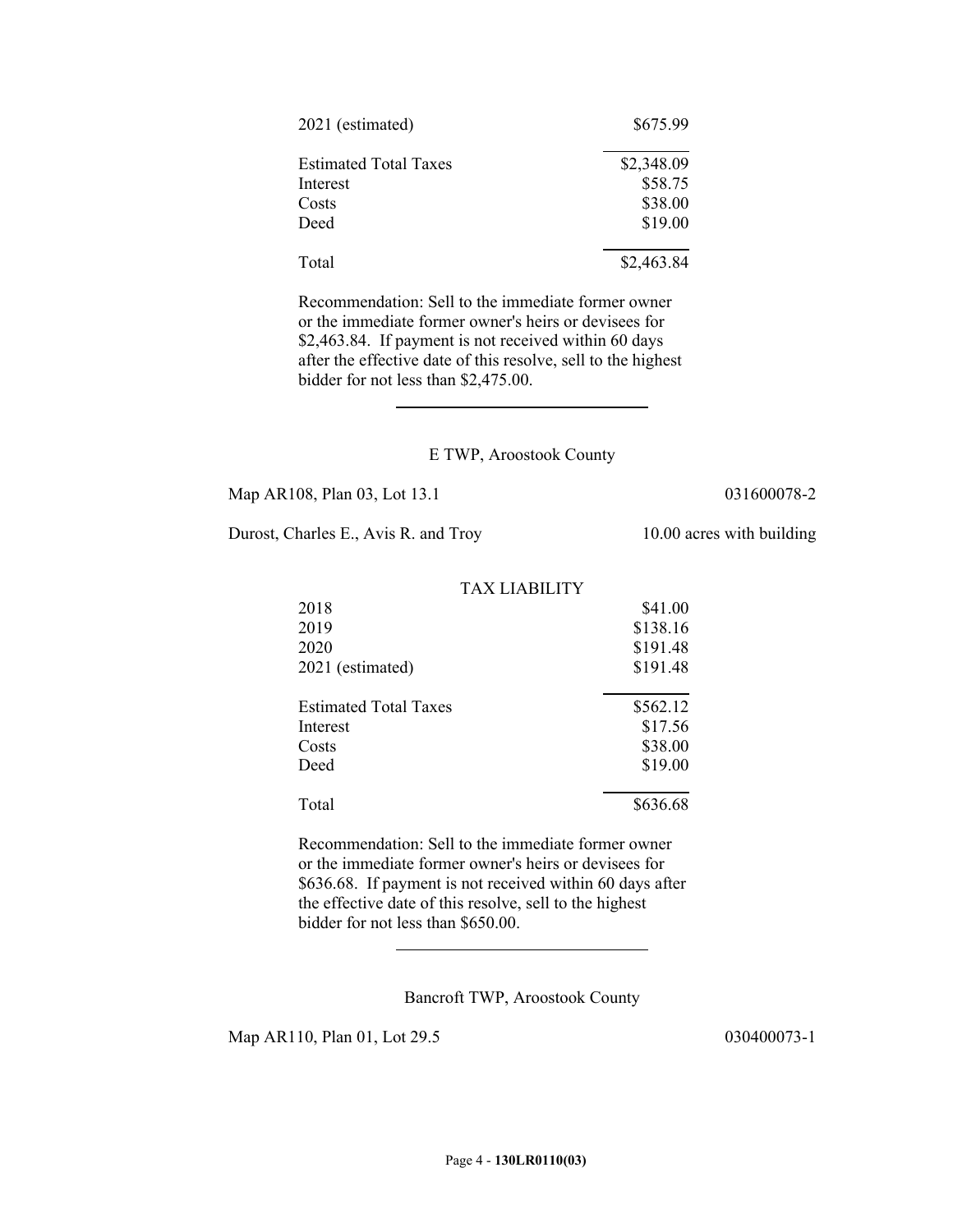| | |
|---|---|
| 2021 (estimated) | $675.99 |
| Estimated Total Taxes | $2,348.09 |
| Interest | $58.75 |
| Costs | $38.00 |
| Deed | $19.00 |
| Total | $2,463.84 |

Recommendation: Sell to the immediate former owner or the immediate former owner's heirs or devisees for $2,463.84. If payment is not received within 60 days after the effective date of this resolve, sell to the highest bidder for not less than $2,475.00.

---

E TWP, Aroostook County

Map AR108, Plan 03, Lot 13.1 031600078-2

Durost, Charles E., Avis R. and Troy 10.00 acres with building

| TAX LIABILITY | |
|---|---|
| 2018 | $41.00 |
| 2019 | $138.16 |
| 2020 | $191.48 |
| 2021 (estimated) | $191.48 |
| Estimated Total Taxes | $562.12 |
| Interest | $17.56 |
| Costs | $38.00 |
| Deed | $19.00 |
| Total | $636.68 |

Recommendation: Sell to the immediate former owner or the immediate former owner's heirs or devisees for $636.68. If payment is not received within 60 days after the effective date of this resolve, sell to the highest bidder for not less than $650.00.

---

Bancroft TWP, Aroostook County

Map AR110, Plan 01, Lot 29.5 030400073-1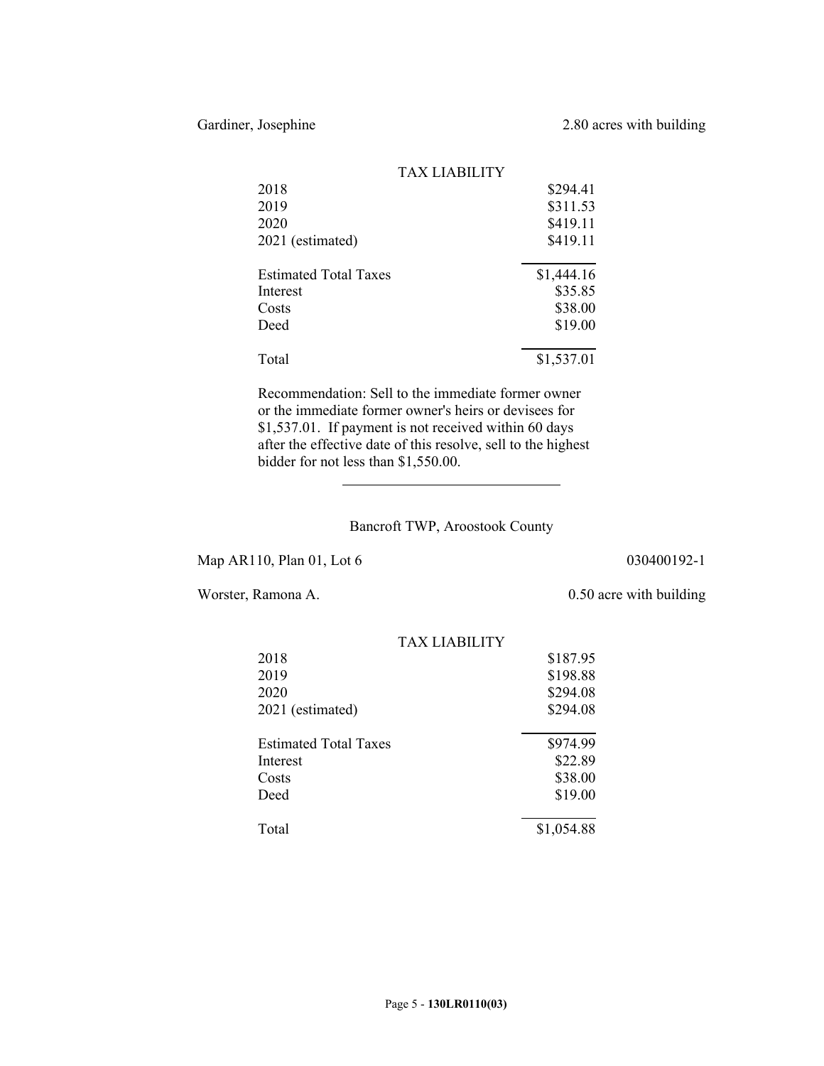Gardiner, Josephine 2.80 acres with building

| TAX LIABILITY | |
|---|---|
| 2018 | $294.41 |
| 2019 | $311.53 |
| 2020 | $419.11 |
| 2021 (estimated) | $419.11 |
| Estimated Total Taxes | $1,444.16 |
| Interest | $35.85 |
| Costs | $38.00 |
| Deed | $19.00 |
| Total | $1,537.01 |

Recommendation: Sell to the immediate former owner or the immediate former owner's heirs or devisees for $1,537.01. If payment is not received within 60 days after the effective date of this resolve, sell to the highest bidder for not less than $1,550.00.

---

Bancroft TWP, Aroostook County

Map AR110, Plan 01, Lot 6 030400192-1

Worster, Ramona A. 0.50 acre with building

| TAX LIABILITY | |
|---|---|
| 2018 | $187.95 |
| 2019 | $198.88 |
| 2020 | $294.08 |
| 2021 (estimated) | $294.08 |
| Estimated Total Taxes | $974.99 |
| Interest | $22.89 |
| Costs | $38.00 |
| Deed | $19.00 |
| Total | $1,054.88 |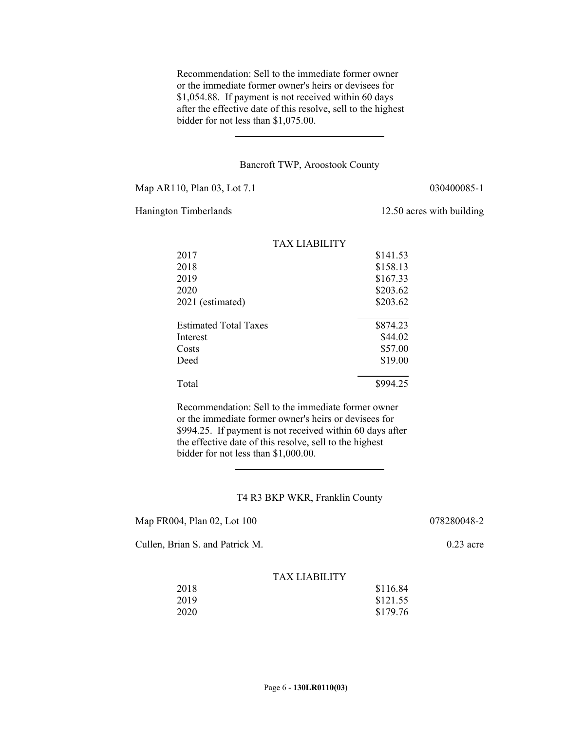Recommendation: Sell to the immediate former owner or the immediate former owner's heirs or devisees for $1,054.88. If payment is not received within 60 days after the effective date of this resolve, sell to the highest bidder for not less than $1,075.00.

---

Bancroft TWP, Aroostook County

Map AR110, Plan 03, Lot 7.1 — 030400085-1

Hanington Timberlands — 12.50 acres with building

| TAX LIABILITY | |
|---|---|
| 2017 | $141.53 |
| 2018 | $158.13 |
| 2019 | $167.33 |
| 2020 | $203.62 |
| 2021 (estimated) | $203.62 |
| Estimated Total Taxes | $874.23 |
| Interest | $44.02 |
| Costs | $57.00 |
| Deed | $19.00 |
| Total | $994.25 |

Recommendation: Sell to the immediate former owner or the immediate former owner's heirs or devisees for $994.25. If payment is not received within 60 days after the effective date of this resolve, sell to the highest bidder for not less than $1,000.00.

---

T4 R3 BKP WKR, Franklin County

Map FR004, Plan 02, Lot 100 — 078280048-2

Cullen, Brian S. and Patrick M. — 0.23 acre

| TAX LIABILITY | |
|---|---|
| 2018 | $116.84 |
| 2019 | $121.55 |
| 2020 | $179.76 |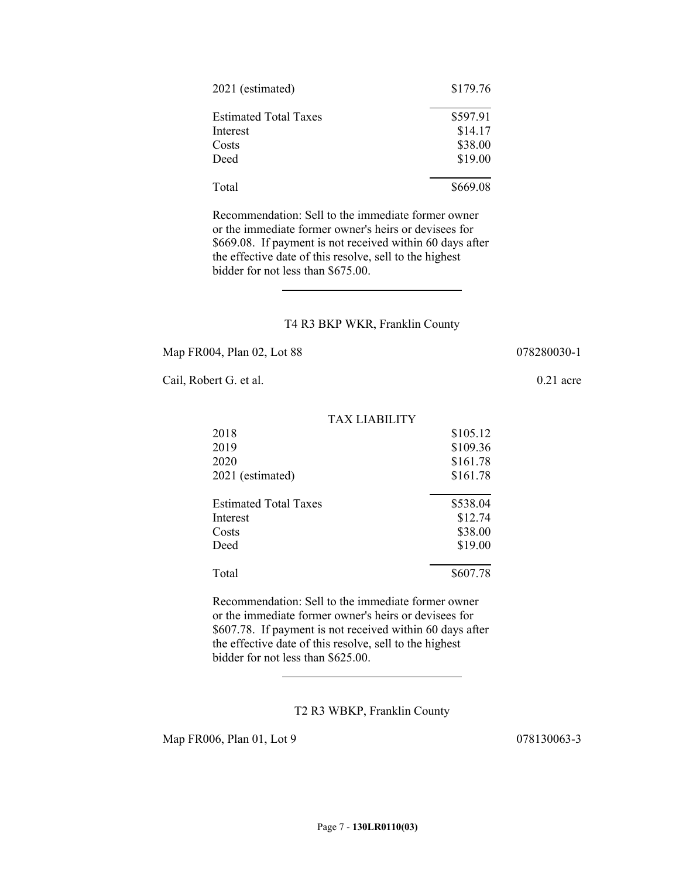| | |
|---|---|
| 2021 (estimated) | $179.76 |
| Estimated Total Taxes | $597.91 |
| Interest | $14.17 |
| Costs | $38.00 |
| Deed | $19.00 |
| Total | $669.08 |

Recommendation: Sell to the immediate former owner or the immediate former owner's heirs or devisees for $669.08. If payment is not received within 60 days after the effective date of this resolve, sell to the highest bidder for not less than $675.00.

---

T4 R3 BKP WKR, Franklin County

Map FR004, Plan 02, Lot 88 078280030-1

Cail, Robert G. et al. 0.21 acre

| TAX LIABILITY | |
|---|---|
| 2018 | $105.12 |
| 2019 | $109.36 |
| 2020 | $161.78 |
| 2021 (estimated) | $161.78 |
| Estimated Total Taxes | $538.04 |
| Interest | $12.74 |
| Costs | $38.00 |
| Deed | $19.00 |
| Total | $607.78 |

Recommendation: Sell to the immediate former owner or the immediate former owner's heirs or devisees for $607.78. If payment is not received within 60 days after the effective date of this resolve, sell to the highest bidder for not less than $625.00.

---

T2 R3 WBKP, Franklin County

Map FR006, Plan 01, Lot 9 078130063-3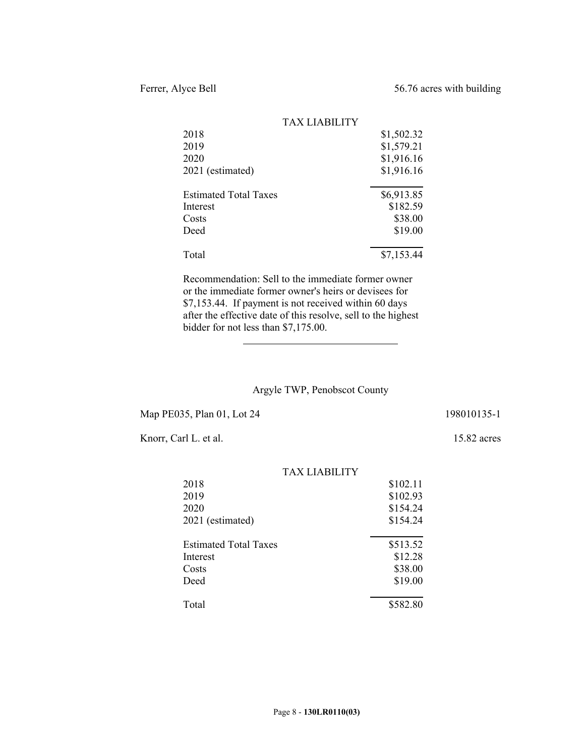Ferrer, Alyce Bell 56.76 acres with building

| TAX LIABILITY | |
|---|---|
| 2018 | $1,502.32 |
| 2019 | $1,579.21 |
| 2020 | $1,916.16 |
| 2021 (estimated) | $1,916.16 |
| Estimated Total Taxes | $6,913.85 |
| Interest | $182.59 |
| Costs | $38.00 |
| Deed | $19.00 |
| Total | $7,153.44 |

Recommendation: Sell to the immediate former owner or the immediate former owner's heirs or devisees for $7,153.44. If payment is not received within 60 days after the effective date of this resolve, sell to the highest bidder for not less than $7,175.00.

---

Argyle TWP, Penobscot County

Map PE035, Plan 01, Lot 24 198010135-1

Knorr, Carl L. et al. 15.82 acres

| TAX LIABILITY | |
|---|---|
| 2018 | $102.11 |
| 2019 | $102.93 |
| 2020 | $154.24 |
| 2021 (estimated) | $154.24 |
| Estimated Total Taxes | $513.52 |
| Interest | $12.28 |
| Costs | $38.00 |
| Deed | $19.00 |
| Total | $582.80 |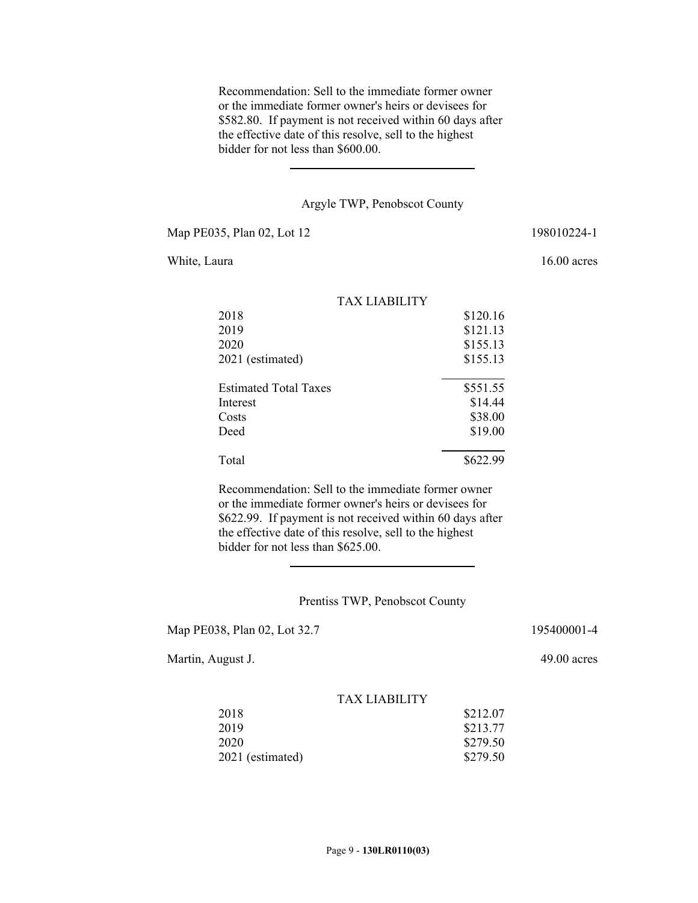Recommendation: Sell to the immediate former owner or the immediate former owner's heirs or devisees for $582.80. If payment is not received within 60 days after the effective date of this resolve, sell to the highest bidder for not less than $600.00.

---

Argyle TWP, Penobscot County

Map PE035, Plan 02, Lot 12 — 198010224-1

White, Laura — 16.00 acres

| TAX LIABILITY | |
|---|---|
| 2018 | $120.16 |
| 2019 | $121.13 |
| 2020 | $155.13 |
| 2021 (estimated) | $155.13 |
| Estimated Total Taxes | $551.55 |
| Interest | $14.44 |
| Costs | $38.00 |
| Deed | $19.00 |
| Total | $622.99 |

Recommendation: Sell to the immediate former owner or the immediate former owner's heirs or devisees for $622.99. If payment is not received within 60 days after the effective date of this resolve, sell to the highest bidder for not less than $625.00.

---

Prentiss TWP, Penobscot County

Map PE038, Plan 02, Lot 32.7 — 195400001-4

Martin, August J. — 49.00 acres

| TAX LIABILITY | |
|---|---|
| 2018 | $212.07 |
| 2019 | $213.77 |
| 2020 | $279.50 |
| 2021 (estimated) | $279.50 |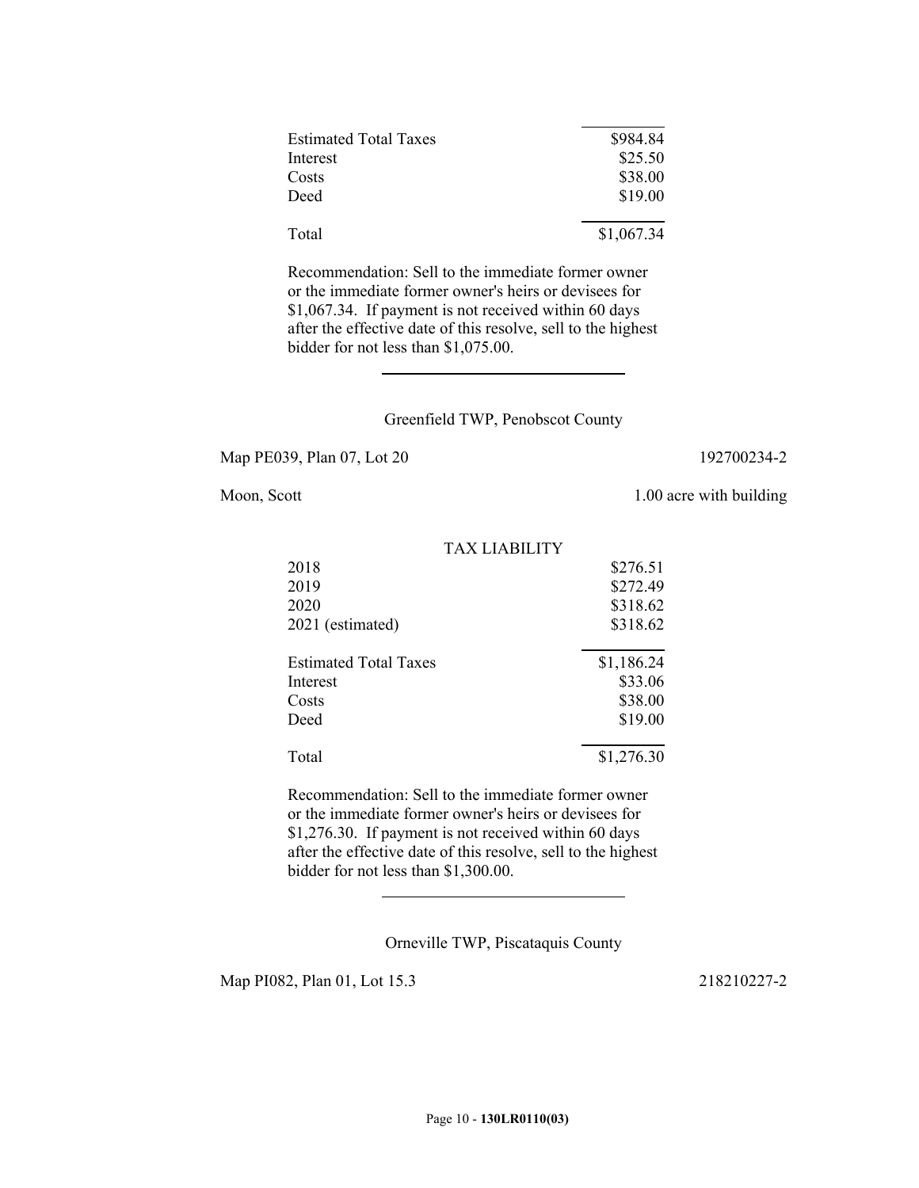| | |
|---|---|
| Estimated Total Taxes | $984.84 |
| Interest | $25.50 |
| Costs | $38.00 |
| Deed | $19.00 |
| Total | $1,067.34 |

Recommendation: Sell to the immediate former owner or the immediate former owner's heirs or devisees for $1,067.34. If payment is not received within 60 days after the effective date of this resolve, sell to the highest bidder for not less than $1,075.00.

---

Greenfield TWP, Penobscot County

Map PE039, Plan 07, Lot 20 — 192700234-2

Moon, Scott — 1.00 acre with building

| TAX LIABILITY | |
|---|---|
| 2018 | $276.51 |
| 2019 | $272.49 |
| 2020 | $318.62 |
| 2021 (estimated) | $318.62 |
| Estimated Total Taxes | $1,186.24 |
| Interest | $33.06 |
| Costs | $38.00 |
| Deed | $19.00 |
| Total | $1,276.30 |

Recommendation: Sell to the immediate former owner or the immediate former owner's heirs or devisees for $1,276.30. If payment is not received within 60 days after the effective date of this resolve, sell to the highest bidder for not less than $1,300.00.

---

Orneville TWP, Piscataquis County

Map PI082, Plan 01, Lot 15.3 — 218210227-2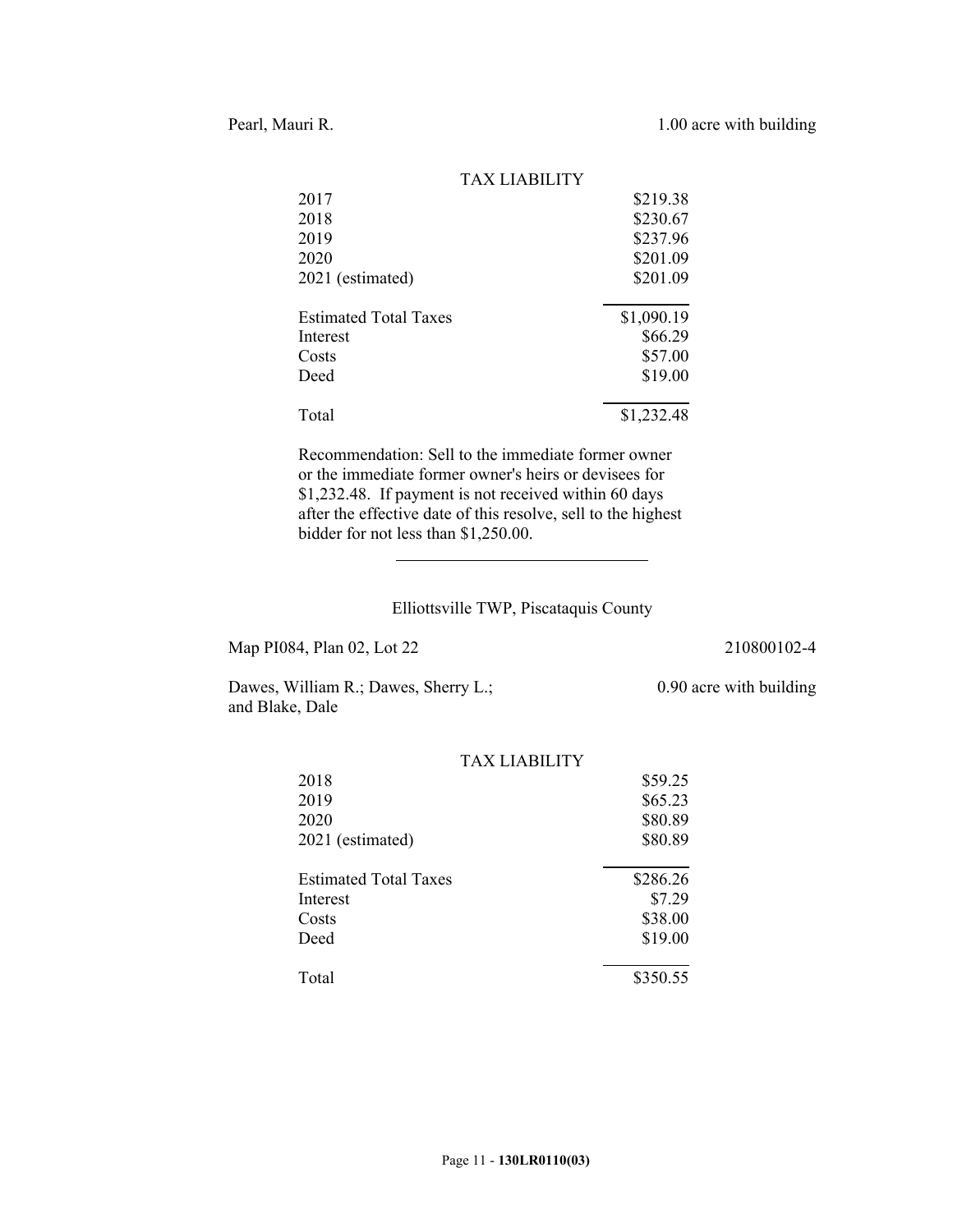Pearl, Mauri R. | 1.00 acre with building

TAX LIABILITY

| | |
|---|---|
| 2017 | $219.38 |
| 2018 | $230.67 |
| 2019 | $237.96 |
| 2020 | $201.09 |
| 2021 (estimated) | $201.09 |
| Estimated Total Taxes | $1,090.19 |
| Interest | $66.29 |
| Costs | $57.00 |
| Deed | $19.00 |
| Total | $1,232.48 |

Recommendation: Sell to the immediate former owner or the immediate former owner's heirs or devisees for $1,232.48. If payment is not received within 60 days after the effective date of this resolve, sell to the highest bidder for not less than $1,250.00.

---

Elliottsville TWP, Piscataquis County

Map PI084, Plan 02, Lot 22 | 210800102-4

Dawes, William R.; Dawes, Sherry L.; and Blake, Dale | 0.90 acre with building

TAX LIABILITY

| | |
|---|---|
| 2018 | $59.25 |
| 2019 | $65.23 |
| 2020 | $80.89 |
| 2021 (estimated) | $80.89 |
| Estimated Total Taxes | $286.26 |
| Interest | $7.29 |
| Costs | $38.00 |
| Deed | $19.00 |
| Total | $350.55 |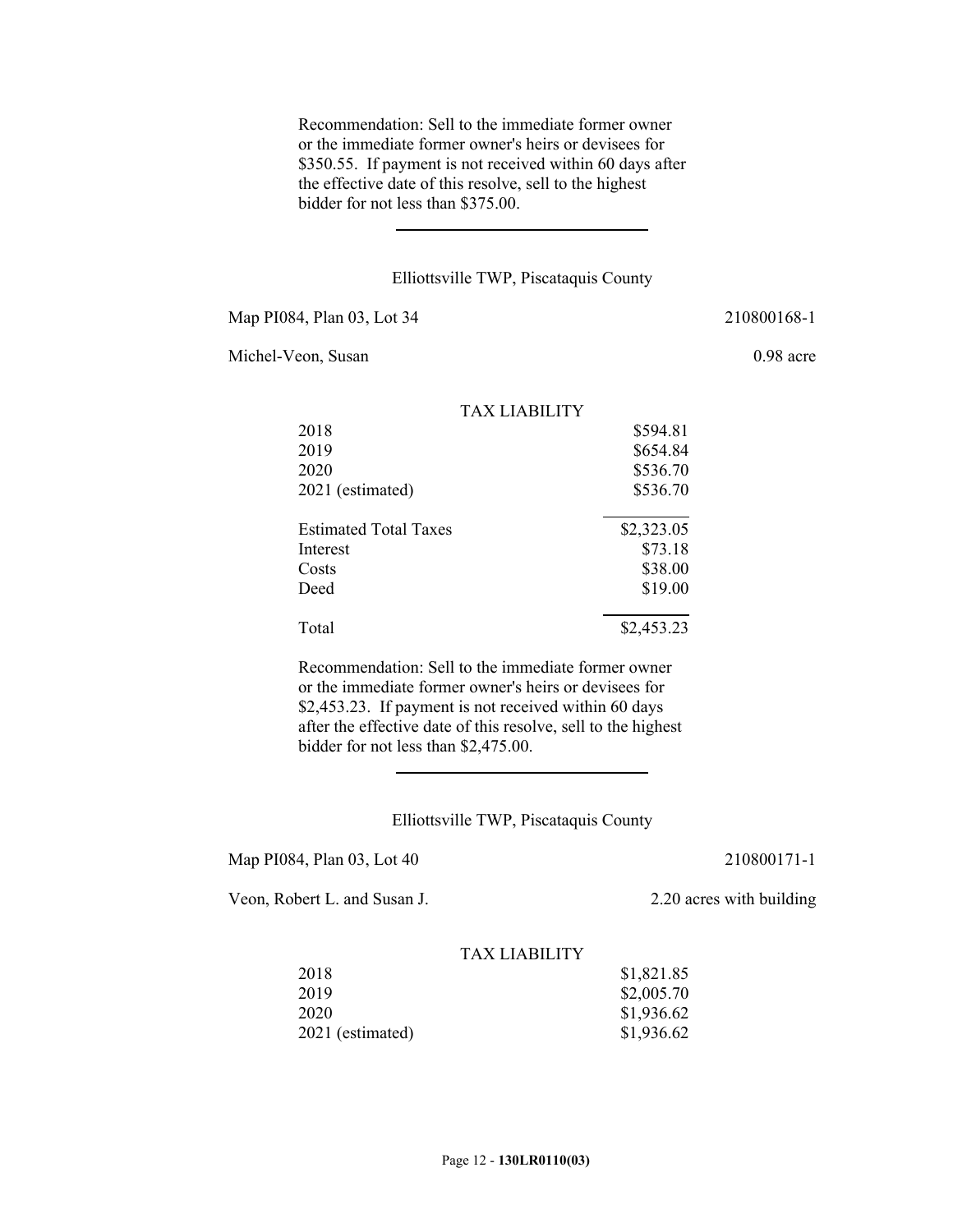Recommendation: Sell to the immediate former owner or the immediate former owner's heirs or devisees for $350.55. If payment is not received within 60 days after the effective date of this resolve, sell to the highest bidder for not less than $375.00.

---

Elliottsville TWP, Piscataquis County

Map PI084, Plan 03, Lot 34 — 210800168-1

Michel-Veon, Susan — 0.98 acre

| TAX LIABILITY | |
|---|---|
| 2018 | $594.81 |
| 2019 | $654.84 |
| 2020 | $536.70 |
| 2021 (estimated) | $536.70 |
| Estimated Total Taxes | $2,323.05 |
| Interest | $73.18 |
| Costs | $38.00 |
| Deed | $19.00 |
| Total | $2,453.23 |

Recommendation: Sell to the immediate former owner or the immediate former owner's heirs or devisees for $2,453.23. If payment is not received within 60 days after the effective date of this resolve, sell to the highest bidder for not less than $2,475.00.

---

Elliottsville TWP, Piscataquis County

Map PI084, Plan 03, Lot 40 — 210800171-1

Veon, Robert L. and Susan J. — 2.20 acres with building

| TAX LIABILITY | |
|---|---|
| 2018 | $1,821.85 |
| 2019 | $2,005.70 |
| 2020 | $1,936.62 |
| 2021 (estimated) | $1,936.62 |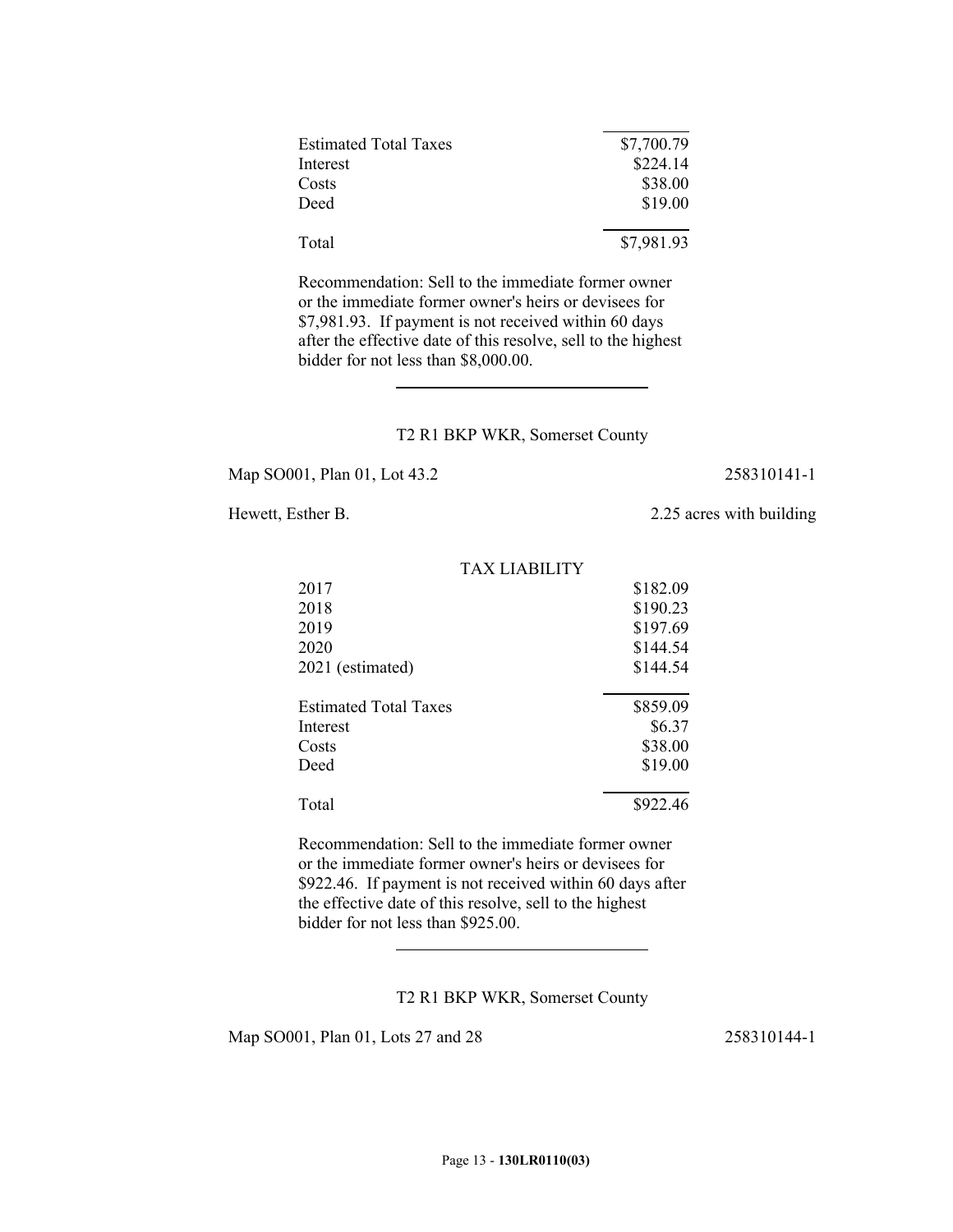| | |
|---|---|
| Estimated Total Taxes | $7,700.79 |
| Interest | $224.14 |
| Costs | $38.00 |
| Deed | $19.00 |
| Total | $7,981.93 |

Recommendation: Sell to the immediate former owner or the immediate former owner's heirs or devisees for $7,981.93. If payment is not received within 60 days after the effective date of this resolve, sell to the highest bidder for not less than $8,000.00.

---

T2 R1 BKP WKR, Somerset County

Map SO001, Plan 01, Lot 43.2 — 258310141-1

Hewett, Esther B. — 2.25 acres with building

| TAX LIABILITY | |
|---|---|
| 2017 | $182.09 |
| 2018 | $190.23 |
| 2019 | $197.69 |
| 2020 | $144.54 |
| 2021 (estimated) | $144.54 |
| Estimated Total Taxes | $859.09 |
| Interest | $6.37 |
| Costs | $38.00 |
| Deed | $19.00 |
| Total | $922.46 |

Recommendation: Sell to the immediate former owner or the immediate former owner's heirs or devisees for $922.46. If payment is not received within 60 days after the effective date of this resolve, sell to the highest bidder for not less than $925.00.

---

T2 R1 BKP WKR, Somerset County

Map SO001, Plan 01, Lots 27 and 28 — 258310144-1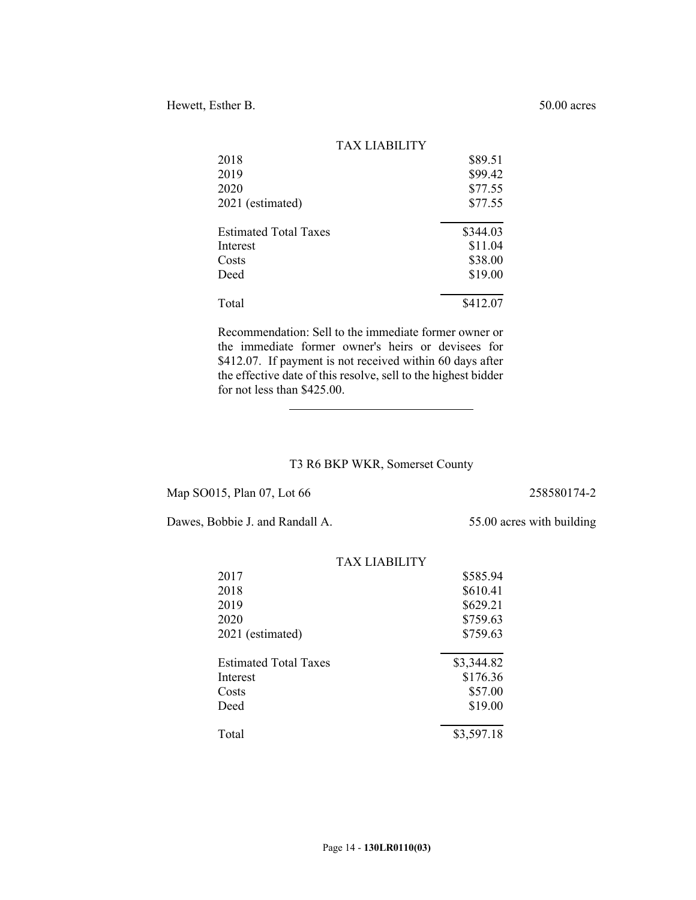Hewett, Esther B. 50.00 acres

| TAX LIABILITY | |
|---|---|
| 2018 | $89.51 |
| 2019 | $99.42 |
| 2020 | $77.55 |
| 2021 (estimated) | $77.55 |
| Estimated Total Taxes | $344.03 |
| Interest | $11.04 |
| Costs | $38.00 |
| Deed | $19.00 |
| Total | $412.07 |

Recommendation: Sell to the immediate former owner or the immediate former owner's heirs or devisees for $412.07. If payment is not received within 60 days after the effective date of this resolve, sell to the highest bidder for not less than $425.00.

---

T3 R6 BKP WKR, Somerset County

Map SO015, Plan 07, Lot 66 258580174-2

Dawes, Bobbie J. and Randall A. 55.00 acres with building

| TAX LIABILITY | |
|---|---|
| 2017 | $585.94 |
| 2018 | $610.41 |
| 2019 | $629.21 |
| 2020 | $759.63 |
| 2021 (estimated) | $759.63 |
| Estimated Total Taxes | $3,344.82 |
| Interest | $176.36 |
| Costs | $57.00 |
| Deed | $19.00 |
| Total | $3,597.18 |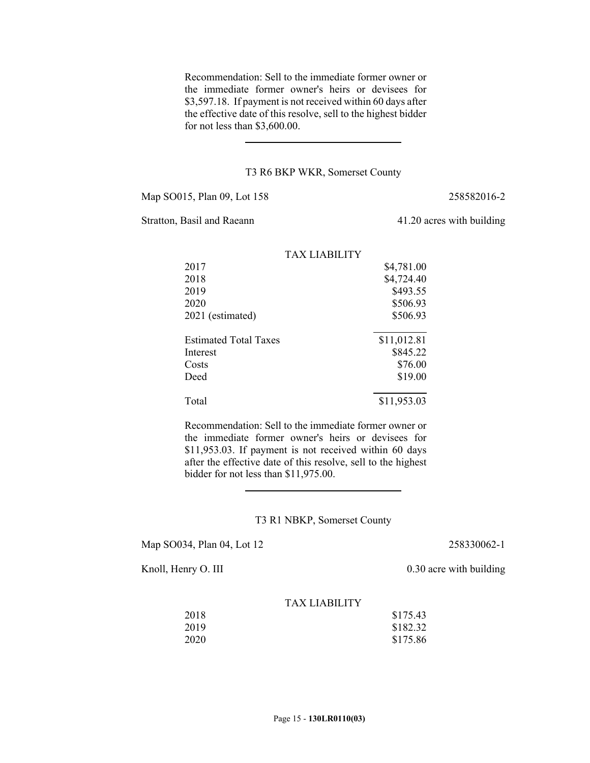Recommendation: Sell to the immediate former owner or the immediate former owner's heirs or devisees for $3,597.18. If payment is not received within 60 days after the effective date of this resolve, sell to the highest bidder for not less than $3,600.00.

---

T3 R6 BKP WKR, Somerset County

Map SO015, Plan 09, Lot 158 — 258582016-2

Stratton, Basil and Raeann — 41.20 acres with building

| TAX LIABILITY | |
|---|---|
| 2017 | $4,781.00 |
| 2018 | $4,724.40 |
| 2019 | $493.55 |
| 2020 | $506.93 |
| 2021 (estimated) | $506.93 |
| Estimated Total Taxes | $11,012.81 |
| Interest | $845.22 |
| Costs | $76.00 |
| Deed | $19.00 |
| Total | $11,953.03 |

Recommendation: Sell to the immediate former owner or the immediate former owner's heirs or devisees for $11,953.03. If payment is not received within 60 days after the effective date of this resolve, sell to the highest bidder for not less than $11,975.00.

---

T3 R1 NBKP, Somerset County

Map SO034, Plan 04, Lot 12 — 258330062-1

Knoll, Henry O. III — 0.30 acre with building

| TAX LIABILITY | |
|---|---|
| 2018 | $175.43 |
| 2019 | $182.32 |
| 2020 | $175.86 |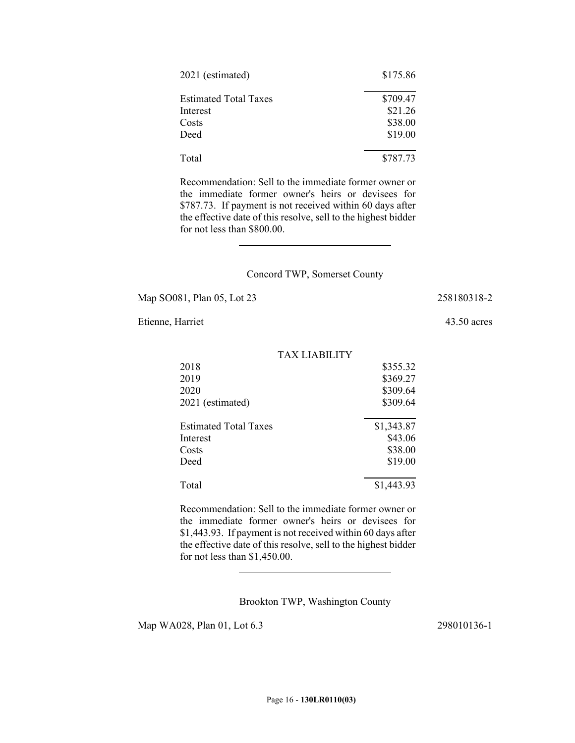| | |
|---|---|
| 2021 (estimated) | $175.86 |
| Estimated Total Taxes | $709.47 |
| Interest | $21.26 |
| Costs | $38.00 |
| Deed | $19.00 |
| Total | $787.73 |

Recommendation: Sell to the immediate former owner or the immediate former owner's heirs or devisees for $787.73. If payment is not received within 60 days after the effective date of this resolve, sell to the highest bidder for not less than $800.00.

---

Concord TWP, Somerset County

Map SO081, Plan 05, Lot 23 258180318-2

Etienne, Harriet 43.50 acres

| TAX LIABILITY | |
|---|---|
| 2018 | $355.32 |
| 2019 | $369.27 |
| 2020 | $309.64 |
| 2021 (estimated) | $309.64 |
| Estimated Total Taxes | $1,343.87 |
| Interest | $43.06 |
| Costs | $38.00 |
| Deed | $19.00 |
| Total | $1,443.93 |

Recommendation: Sell to the immediate former owner or the immediate former owner's heirs or devisees for $1,443.93. If payment is not received within 60 days after the effective date of this resolve, sell to the highest bidder for not less than $1,450.00.

---

Brookton TWP, Washington County

Map WA028, Plan 01, Lot 6.3 298010136-1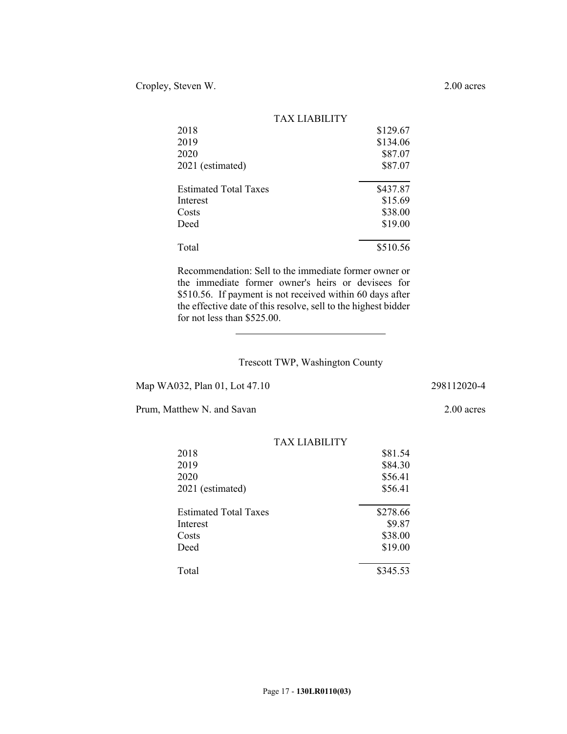Cropley, Steven W. 2.00 acres

| TAX LIABILITY | |
|---|---|
| 2018 | $129.67 |
| 2019 | $134.06 |
| 2020 | $87.07 |
| 2021 (estimated) | $87.07 |
| Estimated Total Taxes | $437.87 |
| Interest | $15.69 |
| Costs | $38.00 |
| Deed | $19.00 |
| Total | $510.56 |

Recommendation: Sell to the immediate former owner or the immediate former owner's heirs or devisees for $510.56. If payment is not received within 60 days after the effective date of this resolve, sell to the highest bidder for not less than $525.00.

---

Trescott TWP, Washington County

Map WA032, Plan 01, Lot 47.10 298112020-4

Prum, Matthew N. and Savan 2.00 acres

| TAX LIABILITY | |
|---|---|
| 2018 | $81.54 |
| 2019 | $84.30 |
| 2020 | $56.41 |
| 2021 (estimated) | $56.41 |
| Estimated Total Taxes | $278.66 |
| Interest | $9.87 |
| Costs | $38.00 |
| Deed | $19.00 |
| Total | $345.53 |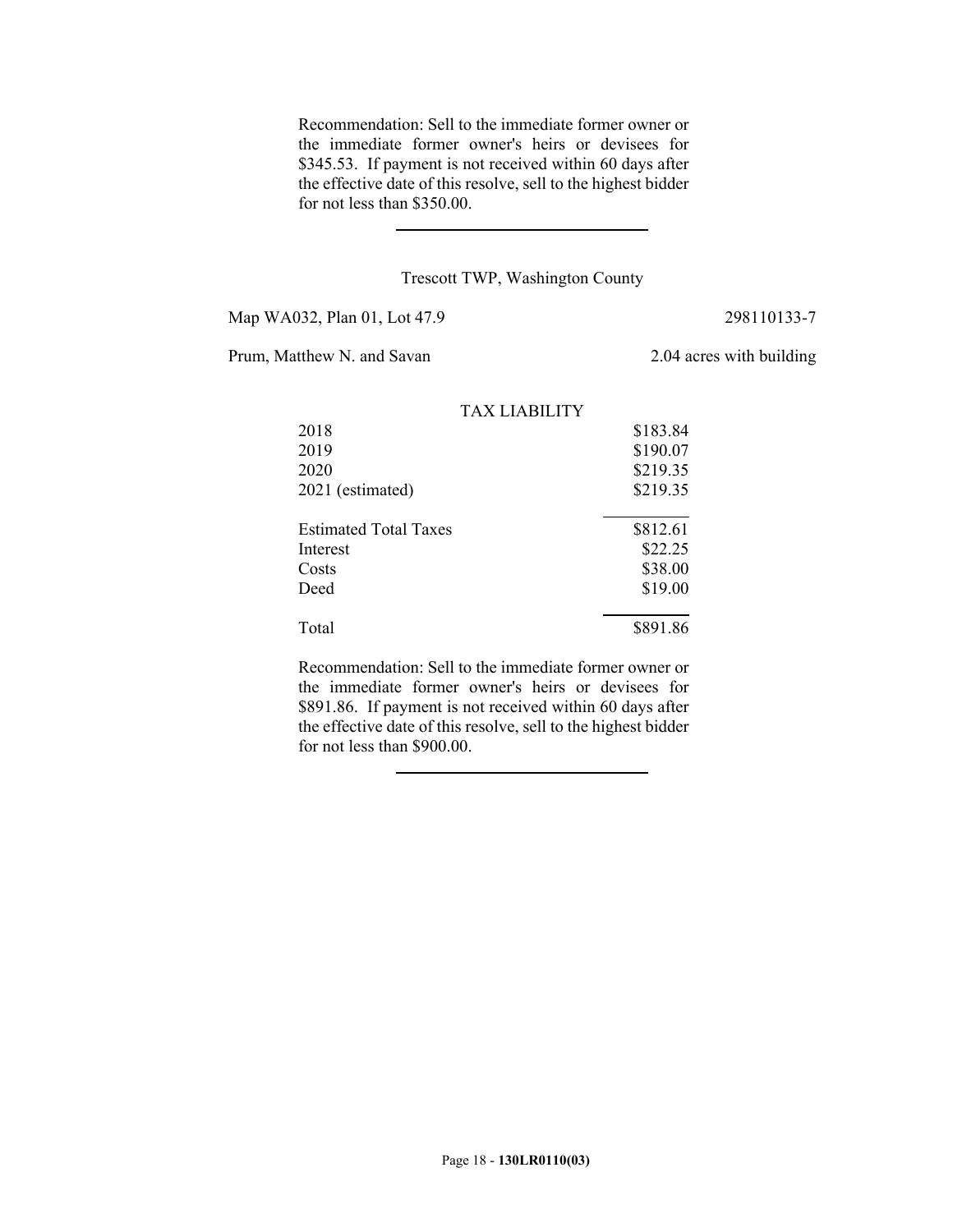Recommendation: Sell to the immediate former owner or the immediate former owner's heirs or devisees for $345.53. If payment is not received within 60 days after the effective date of this resolve, sell to the highest bidder for not less than $350.00.

---

Trescott TWP, Washington County

Map WA032, Plan 01, Lot 47.9 — 298110133-7

Prum, Matthew N. and Savan — 2.04 acres with building

| TAX LIABILITY | |
|---|---|
| 2018 | $183.84 |
| 2019 | $190.07 |
| 2020 | $219.35 |
| 2021 (estimated) | $219.35 |
| Estimated Total Taxes | $812.61 |
| Interest | $22.25 |
| Costs | $38.00 |
| Deed | $19.00 |
| Total | $891.86 |

Recommendation: Sell to the immediate former owner or the immediate former owner's heirs or devisees for $891.86. If payment is not received within 60 days after the effective date of this resolve, sell to the highest bidder for not less than $900.00.

---